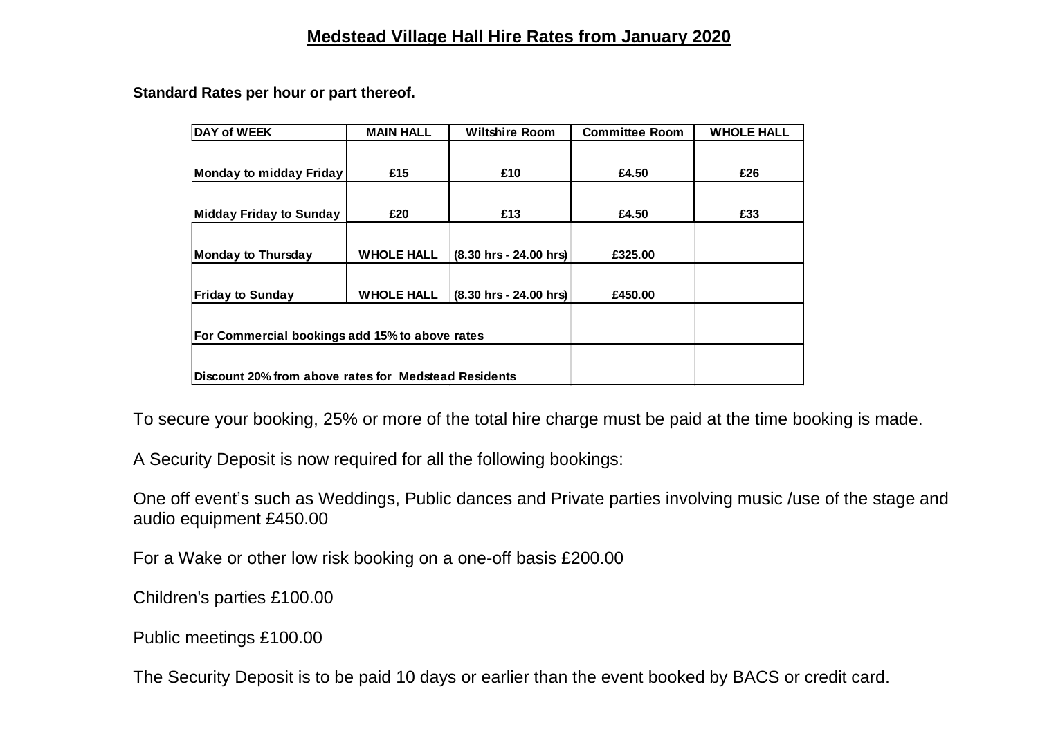# Medstead Village Hall Hire Rates from January 2020

**Standard Rates per hour or part thereof.**

| DAY of WEEK | MAIN HALL | Wiltshire Room | Committee Room | WHOLE HALL |
|---|---|---|---|---|
| Monday to midday Friday | £15 | £10 | £4.50 | £26 |
| Midday Friday to Sunday | £20 | £13 | £4.50 | £33 |
| Monday to Thursday | WHOLE HALL | (8.30 hrs - 24.00 hrs) | £325.00 | |
| Friday to Sunday | WHOLE HALL | (8.30 hrs - 24.00 hrs) | £450.00 | |
| For Commercial bookings add 15% to above rates | | | | |
| Discount 20% from above rates for Medstead Residents | | | | |

To secure your booking, 25% or more of the total hire charge must be paid at the time booking is made.

A Security Deposit is now required for all the following bookings:

One off event's such as Weddings, Public dances and Private parties involving music /use of the stage and audio equipment £450.00

For a Wake or other low risk booking on a one-off basis £200.00

Children's parties £100.00

Public meetings £100.00

The Security Deposit is to be paid 10 days or earlier than the event booked by BACS or credit card.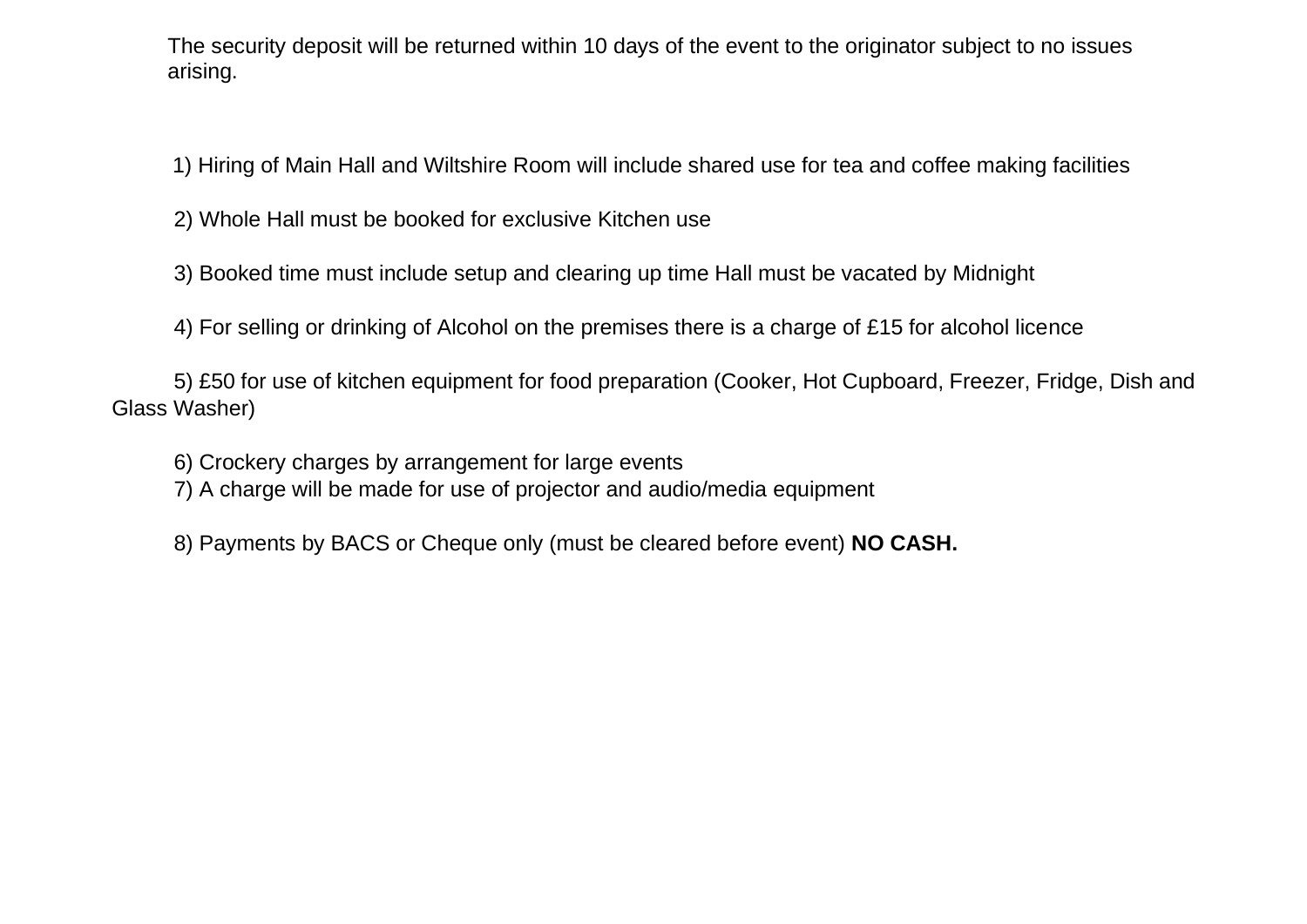The security deposit will be returned within 10 days of the event to the originator subject to no issues arising.

1) Hiring of Main Hall and Wiltshire Room will include shared use for tea and coffee making facilities

2) Whole Hall must be booked for exclusive Kitchen use

3) Booked time must include setup and clearing up time Hall must be vacated by Midnight

4) For selling or drinking of Alcohol on the premises there is a charge of £15 for alcohol licence

5) £50 for use of kitchen equipment for food preparation (Cooker, Hot Cupboard, Freezer, Fridge, Dish and Glass Washer)

6) Crockery charges by arrangement for large events

7) A charge will be made for use of projector and audio/media equipment

8) Payments by BACS or Cheque only (must be cleared before event) **NO CASH.**